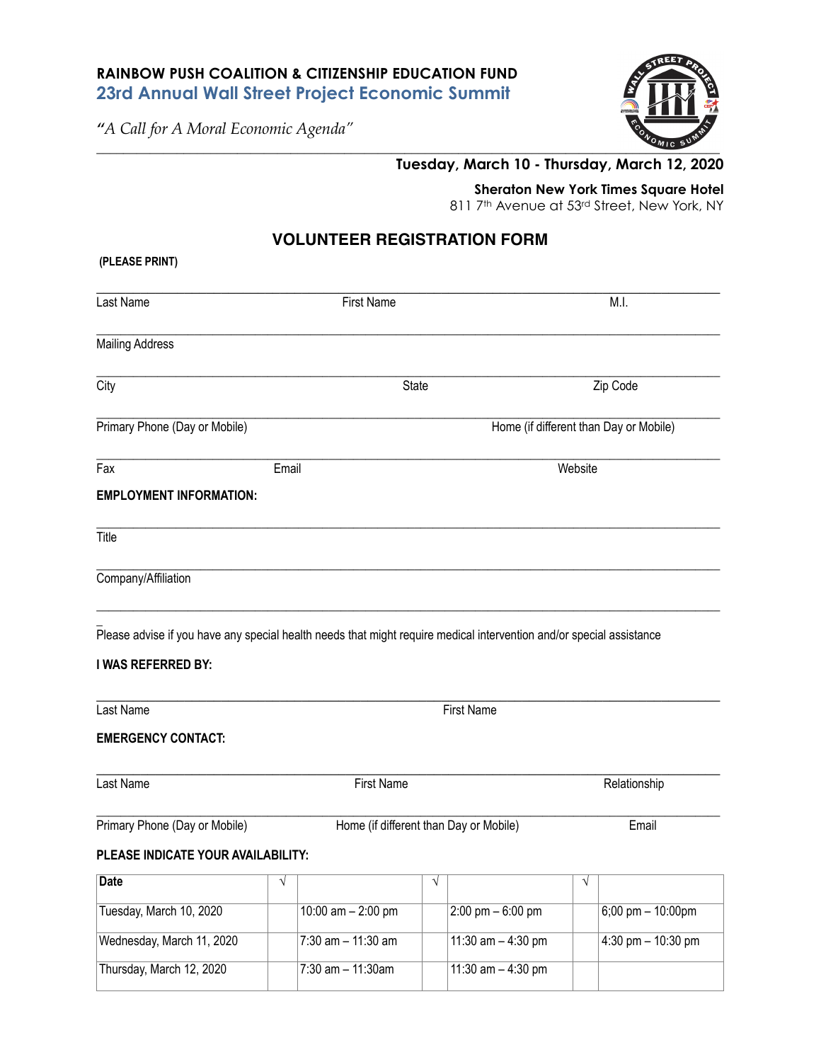**RAINBOW PUSH COALITION & CITIZENSHIP EDUCATION FUND**

## 23rd Annual Wall Street Project Economic Summit

*"A Call for A Moral Economic Agenda"*

**Tuesday, March 10 - Thursday, March 12, 2020**

**Sheraton New York Times Square Hotel**
811 7th Avenue at 53rd Street, New York, NY

# VOLUNTEER REGISTRATION FORM

**(PLEASE PRINT)**

Last Name _______________ First Name _______________ M.I. _______________

Mailing Address _______________

City _______________ State _______________ Zip Code _______________

Primary Phone (Day or Mobile) _______________ Home (if different than Day or Mobile) _______________

Fax _______________ Email _______________ Website _______________

**EMPLOYMENT INFORMATION:**

Title _______________

Company/Affiliation _______________

_______________

Please advise if you have any special health needs that might require medical intervention and/or special assistance

**I WAS REFERRED BY:**

Last Name _______________ First Name _______________

**EMERGENCY CONTACT:**

Last Name _______________ First Name _______________ Relationship _______________

Primary Phone (Day or Mobile) _______________ Home (if different than Day or Mobile) _______________ Email _______________

**PLEASE INDICATE YOUR AVAILABILITY:**

| **Date** | √ | | √ | | √ | |
|---|---|---|---|---|---|---|
| Tuesday, March 10, 2020 | | 10:00 am – 2:00 pm | | 2:00 pm – 6:00 pm | | 6;00 pm – 10:00pm |
| Wednesday, March 11, 2020 | | 7:30 am – 11:30 am | | 11:30 am – 4:30 pm | | 4:30 pm – 10:30 pm |
| Thursday, March 12, 2020 | | 7:30 am – 11:30am | | 11:30 am – 4:30 pm | | |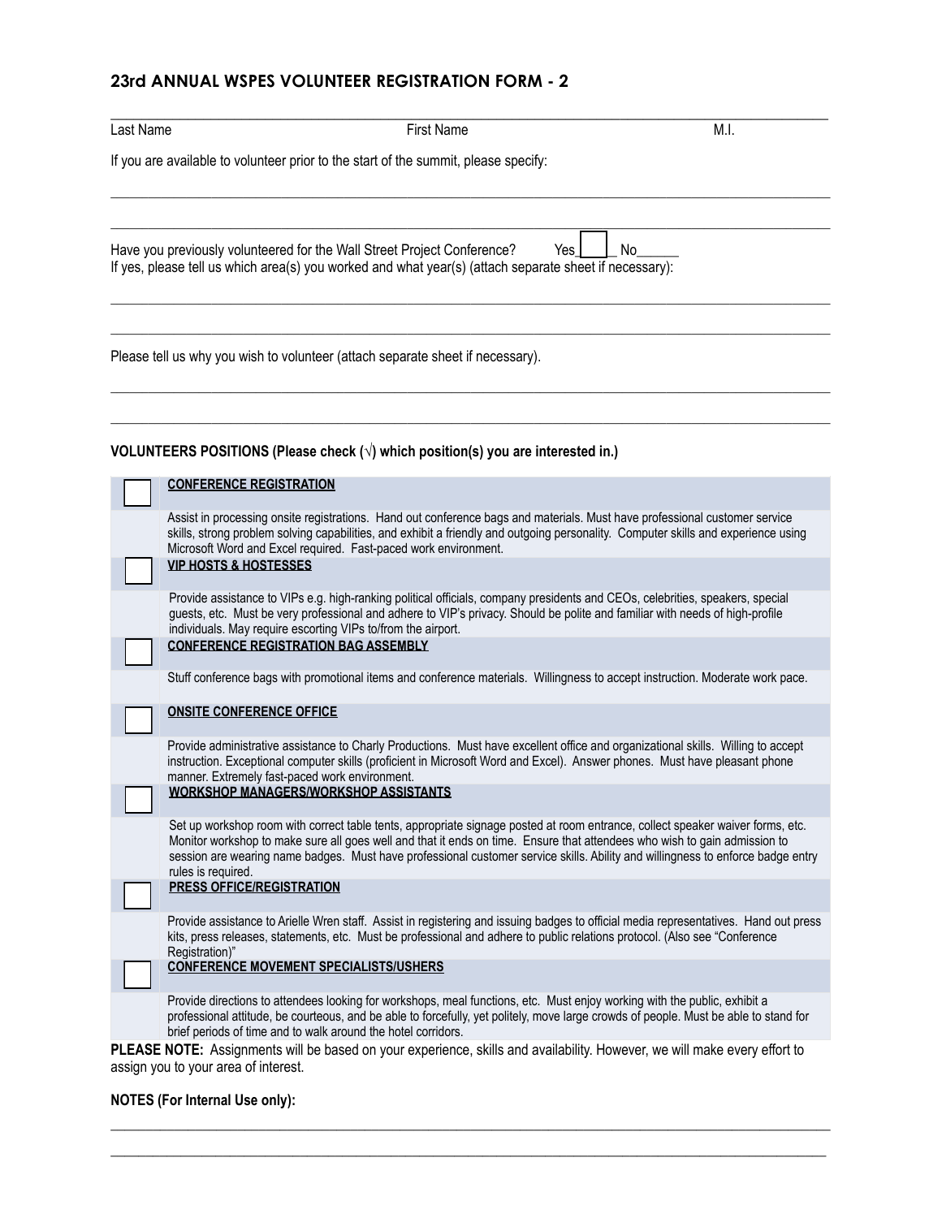## 23rd ANNUAL WSPES VOLUNTEER REGISTRATION FORM - 2

______________________________________________________________________________________

Last Name First Name M.I.

If you are available to volunteer prior to the start of the summit, please specify:

______________________________________________________________________________________

______________________________________________________________________________________

Have you previously volunteered for the Wall Street Project Conference? Yes☐ No______

If yes, please tell us which area(s) you worked and what year(s) (attach separate sheet if necessary):

______________________________________________________________________________________

______________________________________________________________________________________

Please tell us why you wish to volunteer (attach separate sheet if necessary).

______________________________________________________________________________________

______________________________________________________________________________________

**VOLUNTEERS POSITIONS (Please check (√) which position(s) you are interested in.)**

| | |
|---|---|
| ☐ | **CONFERENCE REGISTRATION** |
| | Assist in processing onsite registrations. Hand out conference bags and materials. Must have professional customer service skills, strong problem solving capabilities, and exhibit a friendly and outgoing personality. Computer skills and experience using Microsoft Word and Excel required. Fast-paced work environment. |
| ☐ | **VIP HOSTS & HOSTESSES** |
| | Provide assistance to VIPs e.g. high-ranking political officials, company presidents and CEOs, celebrities, speakers, special guests, etc. Must be very professional and adhere to VIP's privacy. Should be polite and familiar with needs of high-profile individuals. May require escorting VIPs to/from the airport. |
| ☐ | **CONFERENCE REGISTRATION BAG ASSEMBLY** |
| | Stuff conference bags with promotional items and conference materials. Willingness to accept instruction. Moderate work pace. |
| ☐ | **ONSITE CONFERENCE OFFICE** |
| | Provide administrative assistance to Charly Productions. Must have excellent office and organizational skills. Willing to accept instruction. Exceptional computer skills (proficient in Microsoft Word and Excel). Answer phones. Must have pleasant phone manner. Extremely fast-paced work environment. |
| ☐ | **WORKSHOP MANAGERS/WORKSHOP ASSISTANTS** |
| | Set up workshop room with correct table tents, appropriate signage posted at room entrance, collect speaker waiver forms, etc. Monitor workshop to make sure all goes well and that it ends on time. Ensure that attendees who wish to gain admission to session are wearing name badges. Must have professional customer service skills. Ability and willingness to enforce badge entry rules is required. |
| ☐ | **PRESS OFFICE/REGISTRATION** |
| | Provide assistance to Arielle Wren staff. Assist in registering and issuing badges to official media representatives. Hand out press kits, press releases, statements, etc. Must be professional and adhere to public relations protocol. (Also see "Conference Registration)" |
| ☐ | **CONFERENCE MOVEMENT SPECIALISTS/USHERS** |
| | Provide directions to attendees looking for workshops, meal functions, etc. Must enjoy working with the public, exhibit a professional attitude, be courteous, and be able to forcefully, yet politely, move large crowds of people. Must be able to stand for brief periods of time and to walk around the hotel corridors. |

**PLEASE NOTE:** Assignments will be based on your experience, skills and availability. However, we will make every effort to assign you to your area of interest.

**NOTES (For Internal Use only):**

______________________________________________________________________________________

______________________________________________________________________________________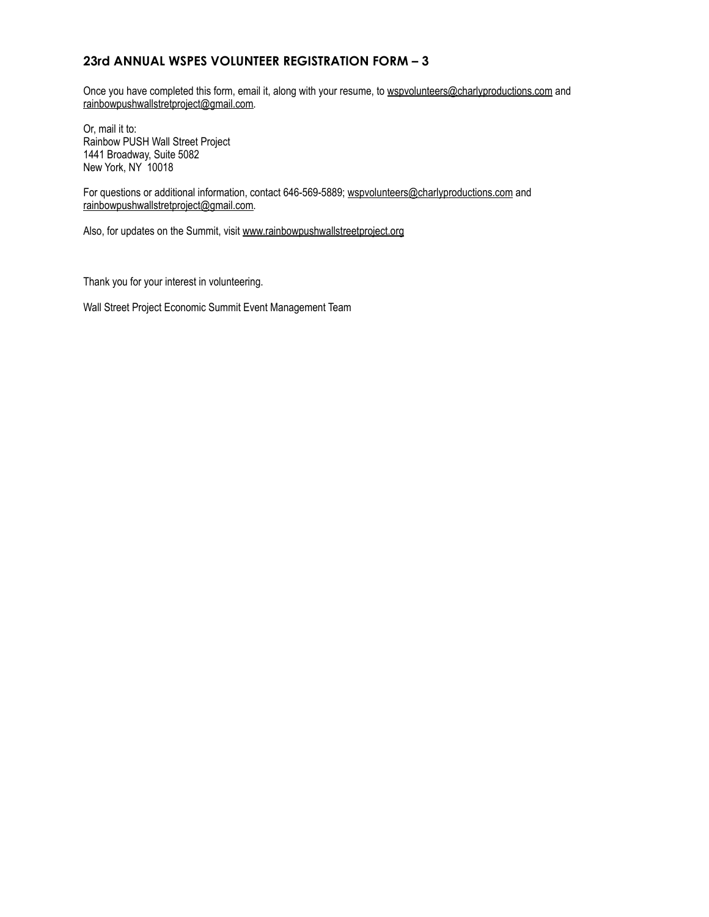## 23rd ANNUAL WSPES VOLUNTEER REGISTRATION FORM – 3

Once you have completed this form, email it, along with your resume, to wspvolunteers@charlyproductions.com and rainbowpushwallstretproject@gmail.com.

Or, mail it to:
Rainbow PUSH Wall Street Project
1441 Broadway, Suite 5082
New York, NY 10018

For questions or additional information, contact 646-569-5889; wspvolunteers@charlyproductions.com and rainbowpushwallstretproject@gmail.com.

Also, for updates on the Summit, visit www.rainbowpushwallstreetproject.org

Thank you for your interest in volunteering.

Wall Street Project Economic Summit Event Management Team